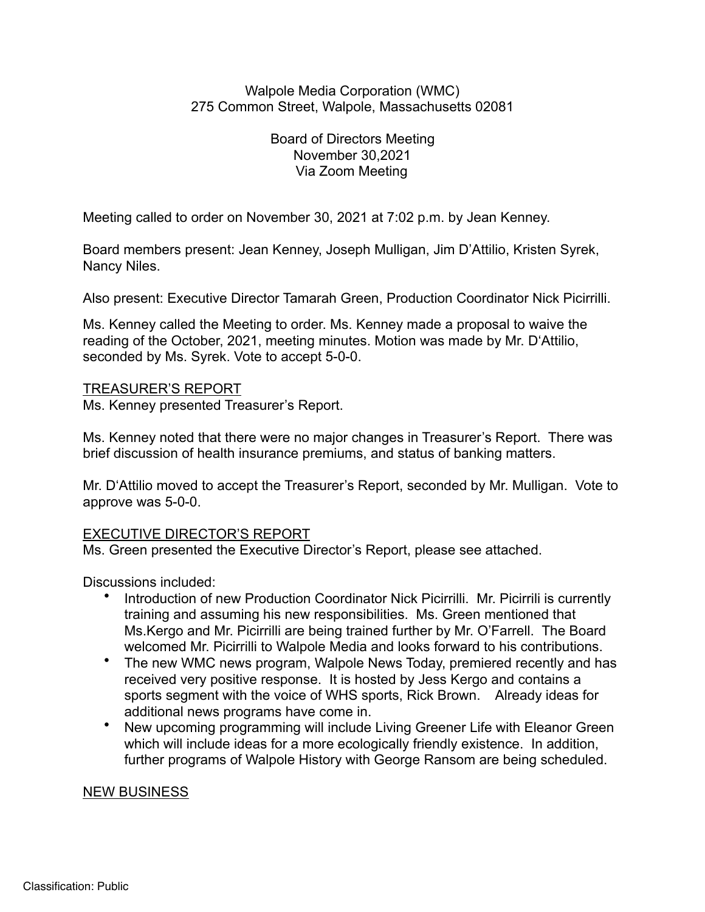Walpole Media Corporation (WMC)
275 Common Street, Walpole, Massachusetts 02081

Board of Directors Meeting
November 30,2021
Via Zoom Meeting

Meeting called to order on November 30, 2021 at 7:02 p.m. by Jean Kenney.

Board members present: Jean Kenney, Joseph Mulligan, Jim D'Attilio, Kristen Syrek, Nancy Niles.

Also present: Executive Director Tamarah Green, Production Coordinator Nick Picirrilli.

Ms. Kenney called the Meeting to order. Ms. Kenney made a proposal to waive the reading of the October, 2021, meeting minutes. Motion was made by Mr. D'Attilio, seconded by Ms. Syrek. Vote to accept 5-0-0.

<u>TREASURER'S REPORT</u>

Ms. Kenney presented Treasurer's Report.

Ms. Kenney noted that there were no major changes in Treasurer's Report. There was brief discussion of health insurance premiums, and status of banking matters.

Mr. D'Attilio moved to accept the Treasurer's Report, seconded by Mr. Mulligan. Vote to approve was 5-0-0.

<u>EXECUTIVE DIRECTOR'S REPORT</u>

Ms. Green presented the Executive Director's Report, please see attached.

Discussions included:

- Introduction of new Production Coordinator Nick Picirrilli. Mr. Picirrili is currently training and assuming his new responsibilities. Ms. Green mentioned that Ms.Kergo and Mr. Picirrilli are being trained further by Mr. O'Farrell. The Board welcomed Mr. Picirrili to Walpole Media and looks forward to his contributions.
- The new WMC news program, Walpole News Today, premiered recently and has received very positive response. It is hosted by Jess Kergo and contains a sports segment with the voice of WHS sports, Rick Brown. Already ideas for additional news programs have come in.
- New upcoming programming will include Living Greener Life with Eleanor Green which will include ideas for a more ecologically friendly existence. In addition, further programs of Walpole History with George Ransom are being scheduled.

<u>NEW BUSINESS</u>

Classification: Public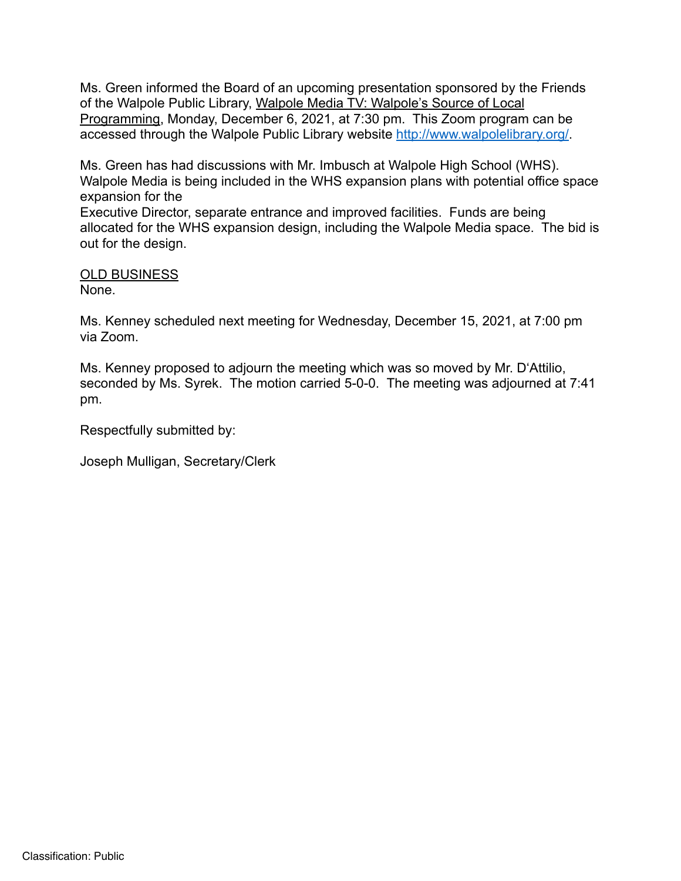Ms. Green informed the Board of an upcoming presentation sponsored by the Friends of the Walpole Public Library, Walpole Media TV: Walpole's Source of Local Programming, Monday, December 6, 2021, at 7:30 pm. This Zoom program can be accessed through the Walpole Public Library website http://www.walpolelibrary.org/.

Ms. Green has had discussions with Mr. Imbusch at Walpole High School (WHS). Walpole Media is being included in the WHS expansion plans with potential office space expansion for the Executive Director, separate entrance and improved facilities. Funds are being allocated for the WHS expansion design, including the Walpole Media space. The bid is out for the design.

OLD BUSINESS
None.

Ms. Kenney scheduled next meeting for Wednesday, December 15, 2021, at 7:00 pm via Zoom.

Ms. Kenney proposed to adjourn the meeting which was so moved by Mr. D'Attilio, seconded by Ms. Syrek. The motion carried 5-0-0. The meeting was adjourned at 7:41 pm.

Respectfully submitted by:

Joseph Mulligan, Secretary/Clerk

Classification: Public